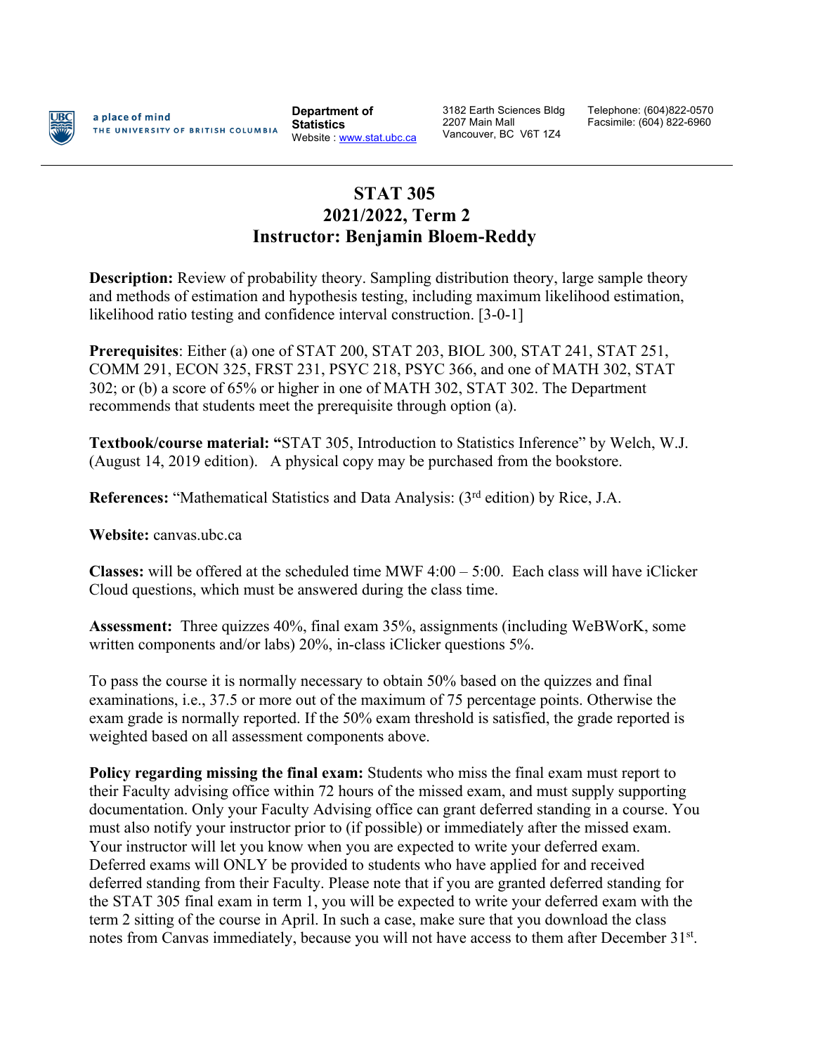a place of mind
THE UNIVERSITY OF BRITISH COLUMBIA

**Department of Statistics**
Website : www.stat.ubc.ca

3182 Earth Sciences Bldg
2207 Main Mall
Vancouver, BC V6T 1Z4

Telephone: (604)822-0570
Facsimile: (604) 822-6960

# STAT 305
## 2021/2022, Term 2
## Instructor: Benjamin Bloem-Reddy

**Description:** Review of probability theory. Sampling distribution theory, large sample theory and methods of estimation and hypothesis testing, including maximum likelihood estimation, likelihood ratio testing and confidence interval construction. [3-0-1]

**Prerequisites**: Either (a) one of STAT 200, STAT 203, BIOL 300, STAT 241, STAT 251, COMM 291, ECON 325, FRST 231, PSYC 218, PSYC 366, and one of MATH 302, STAT 302; or (b) a score of 65% or higher in one of MATH 302, STAT 302. The Department recommends that students meet the prerequisite through option (a).

**Textbook/course material: "**STAT 305, Introduction to Statistics Inference" by Welch, W.J. (August 14, 2019 edition). A physical copy may be purchased from the bookstore.

**References:** "Mathematical Statistics and Data Analysis: (3rd edition) by Rice, J.A.

**Website:** canvas.ubc.ca

**Classes:** will be offered at the scheduled time MWF 4:00 – 5:00. Each class will have iClicker Cloud questions, which must be answered during the class time.

**Assessment:** Three quizzes 40%, final exam 35%, assignments (including WeBWorK, some written components and/or labs) 20%, in-class iClicker questions 5%.

To pass the course it is normally necessary to obtain 50% based on the quizzes and final examinations, i.e., 37.5 or more out of the maximum of 75 percentage points. Otherwise the exam grade is normally reported. If the 50% exam threshold is satisfied, the grade reported is weighted based on all assessment components above.

**Policy regarding missing the final exam:** Students who miss the final exam must report to their Faculty advising office within 72 hours of the missed exam, and must supply supporting documentation. Only your Faculty Advising office can grant deferred standing in a course. You must also notify your instructor prior to (if possible) or immediately after the missed exam. Your instructor will let you know when you are expected to write your deferred exam. Deferred exams will ONLY be provided to students who have applied for and received deferred standing from their Faculty. Please note that if you are granted deferred standing for the STAT 305 final exam in term 1, you will be expected to write your deferred exam with the term 2 sitting of the course in April. In such a case, make sure that you download the class notes from Canvas immediately, because you will not have access to them after December 31st.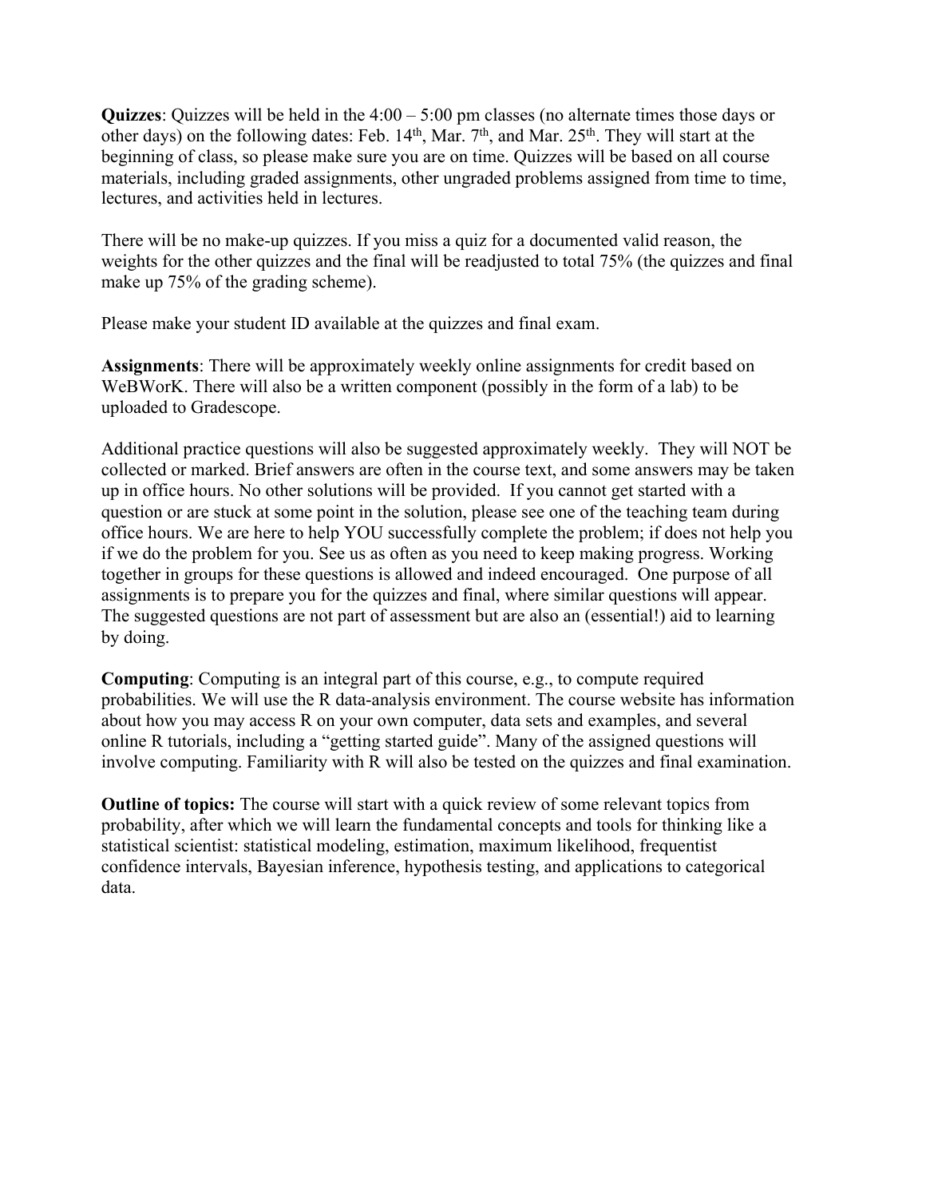**Quizzes**: Quizzes will be held in the 4:00 – 5:00 pm classes (no alternate times those days or other days) on the following dates: Feb. 14th, Mar. 7th, and Mar. 25th. They will start at the beginning of class, so please make sure you are on time. Quizzes will be based on all course materials, including graded assignments, other ungraded problems assigned from time to time, lectures, and activities held in lectures.

There will be no make-up quizzes. If you miss a quiz for a documented valid reason, the weights for the other quizzes and the final will be readjusted to total 75% (the quizzes and final make up 75% of the grading scheme).

Please make your student ID available at the quizzes and final exam.

**Assignments**: There will be approximately weekly online assignments for credit based on WeBWorK. There will also be a written component (possibly in the form of a lab) to be uploaded to Gradescope.

Additional practice questions will also be suggested approximately weekly. They will NOT be collected or marked. Brief answers are often in the course text, and some answers may be taken up in office hours. No other solutions will be provided. If you cannot get started with a question or are stuck at some point in the solution, please see one of the teaching team during office hours. We are here to help YOU successfully complete the problem; if does not help you if we do the problem for you. See us as often as you need to keep making progress. Working together in groups for these questions is allowed and indeed encouraged. One purpose of all assignments is to prepare you for the quizzes and final, where similar questions will appear. The suggested questions are not part of assessment but are also an (essential!) aid to learning by doing.

**Computing**: Computing is an integral part of this course, e.g., to compute required probabilities. We will use the R data-analysis environment. The course website has information about how you may access R on your own computer, data sets and examples, and several online R tutorials, including a "getting started guide". Many of the assigned questions will involve computing. Familiarity with R will also be tested on the quizzes and final examination.

**Outline of topics:** The course will start with a quick review of some relevant topics from probability, after which we will learn the fundamental concepts and tools for thinking like a statistical scientist: statistical modeling, estimation, maximum likelihood, frequentist confidence intervals, Bayesian inference, hypothesis testing, and applications to categorical data.